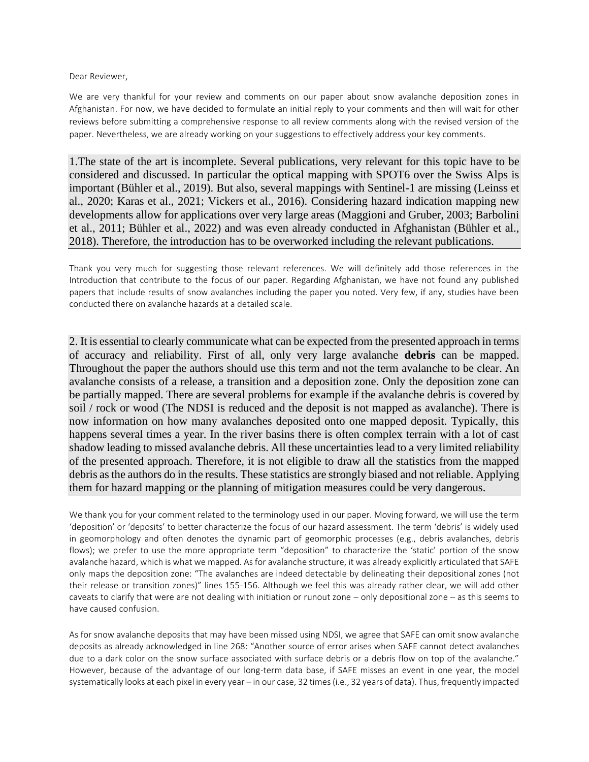Dear Reviewer,

We are very thankful for your review and comments on our paper about snow avalanche deposition zones in Afghanistan. For now, we have decided to formulate an initial reply to your comments and then will wait for other reviews before submitting a comprehensive response to all review comments along with the revised version of the paper. Nevertheless, we are already working on your suggestions to effectively address your key comments.

1.The state of the art is incomplete. Several publications, very relevant for this topic have to be considered and discussed. In particular the optical mapping with SPOT6 over the Swiss Alps is important (Bühler et al., 2019). But also, several mappings with Sentinel-1 are missing (Leinss et al., 2020; Karas et al., 2021; Vickers et al., 2016). Considering hazard indication mapping new developments allow for applications over very large areas (Maggioni and Gruber, 2003; Barbolini et al., 2011; Bühler et al., 2022) and was even already conducted in Afghanistan (Bühler et al., 2018). Therefore, the introduction has to be overworked including the relevant publications.

Thank you very much for suggesting those relevant references. We will definitely add those references in the Introduction that contribute to the focus of our paper. Regarding Afghanistan, we have not found any published papers that include results of snow avalanches including the paper you noted. Very few, if any, studies have been conducted there on avalanche hazards at a detailed scale.

2. It is essential to clearly communicate what can be expected from the presented approach in terms of accuracy and reliability. First of all, only very large avalanche **debris** can be mapped. Throughout the paper the authors should use this term and not the term avalanche to be clear. An avalanche consists of a release, a transition and a deposition zone. Only the deposition zone can be partially mapped. There are several problems for example if the avalanche debris is covered by soil / rock or wood (The NDSI is reduced and the deposit is not mapped as avalanche). There is now information on how many avalanches deposited onto one mapped deposit. Typically, this happens several times a year. In the river basins there is often complex terrain with a lot of cast shadow leading to missed avalanche debris. All these uncertainties lead to a very limited reliability of the presented approach. Therefore, it is not eligible to draw all the statistics from the mapped debris as the authors do in the results. These statistics are strongly biased and not reliable. Applying them for hazard mapping or the planning of mitigation measures could be very dangerous.

We thank you for your comment related to the terminology used in our paper. Moving forward, we will use the term 'deposition' or 'deposits' to better characterize the focus of our hazard assessment. The term 'debris' is widely used in geomorphology and often denotes the dynamic part of geomorphic processes (e.g., debris avalanches, debris flows); we prefer to use the more appropriate term "deposition" to characterize the 'static' portion of the snow avalanche hazard, which is what we mapped. As for avalanche structure, it was already explicitly articulated that SAFE only maps the deposition zone: "The avalanches are indeed detectable by delineating their depositional zones (not their release or transition zones)" lines 155-156. Although we feel this was already rather clear, we will add other caveats to clarify that were are not dealing with initiation or runout zone – only depositional zone – as this seems to have caused confusion.

As for snow avalanche deposits that may have been missed using NDSI, we agree that SAFE can omit snow avalanche deposits as already acknowledged in line 268: "Another source of error arises when SAFE cannot detect avalanches due to a dark color on the snow surface associated with surface debris or a debris flow on top of the avalanche." However, because of the advantage of our long-term data base, if SAFE misses an event in one year, the model systematically looks at each pixel in every year – in our case, 32 times (i.e., 32 years of data). Thus, frequently impacted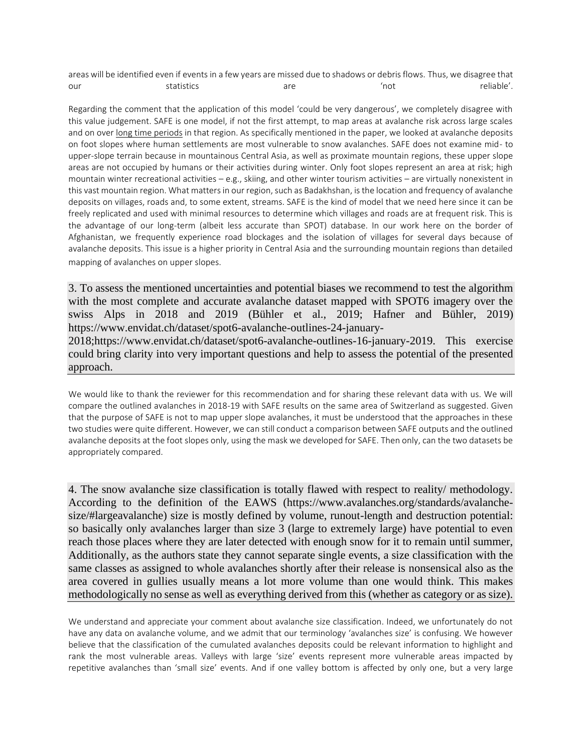areas will be identified even if events in a few years are missed due to shadows or debris flows. Thus, we disagree that our statistics are 'not reliable'.

Regarding the comment that the application of this model 'could be very dangerous', we completely disagree with this value judgement. SAFE is one model, if not the first attempt, to map areas at avalanche risk across large scales and on over long time periods in that region. As specifically mentioned in the paper, we looked at avalanche deposits on foot slopes where human settlements are most vulnerable to snow avalanches. SAFE does not examine mid- to upper-slope terrain because in mountainous Central Asia, as well as proximate mountain regions, these upper slope areas are not occupied by humans or their activities during winter. Only foot slopes represent an area at risk; high mountain winter recreational activities – e.g., skiing, and other winter tourism activities – are virtually nonexistent in this vast mountain region. What matters in our region, such as Badakhshan, is the location and frequency of avalanche deposits on villages, roads and, to some extent, streams. SAFE is the kind of model that we need here since it can be freely replicated and used with minimal resources to determine which villages and roads are at frequent risk. This is the advantage of our long-term (albeit less accurate than SPOT) database. In our work here on the border of Afghanistan, we frequently experience road blockages and the isolation of villages for several days because of avalanche deposits. This issue is a higher priority in Central Asia and the surrounding mountain regions than detailed mapping of avalanches on upper slopes.

3. To assess the mentioned uncertainties and potential biases we recommend to test the algorithm with the most complete and accurate avalanche dataset mapped with SPOT6 imagery over the swiss Alps in 2018 and 2019 (Bühler et al., 2019; Hafner and Bühler, 2019) https://www.envidat.ch/dataset/spot6-avalanche-outlines-24-january-2018;https://www.envidat.ch/dataset/spot6-avalanche-outlines-16-january-2019. This exercise could bring clarity into very important questions and help to assess the potential of the presented approach.

We would like to thank the reviewer for this recommendation and for sharing these relevant data with us. We will compare the outlined avalanches in 2018-19 with SAFE results on the same area of Switzerland as suggested. Given that the purpose of SAFE is not to map upper slope avalanches, it must be understood that the approaches in these two studies were quite different. However, we can still conduct a comparison between SAFE outputs and the outlined avalanche deposits at the foot slopes only, using the mask we developed for SAFE. Then only, can the two datasets be appropriately compared.

4. The snow avalanche size classification is totally flawed with respect to reality/ methodology. According to the definition of the EAWS (https://www.avalanches.org/standards/avalanche-size/#largeavalanche) size is mostly defined by volume, runout-length and destruction potential: so basically only avalanches larger than size 3 (large to extremely large) have potential to even reach those places where they are later detected with enough snow for it to remain until summer, Additionally, as the authors state they cannot separate single events, a size classification with the same classes as assigned to whole avalanches shortly after their release is nonsensical also as the area covered in gullies usually means a lot more volume than one would think. This makes methodologically no sense as well as everything derived from this (whether as category or as size).

We understand and appreciate your comment about avalanche size classification. Indeed, we unfortunately do not have any data on avalanche volume, and we admit that our terminology 'avalanches size' is confusing. We however believe that the classification of the cumulated avalanches deposits could be relevant information to highlight and rank the most vulnerable areas. Valleys with large 'size' events represent more vulnerable areas impacted by repetitive avalanches than 'small size' events. And if one valley bottom is affected by only one, but a very large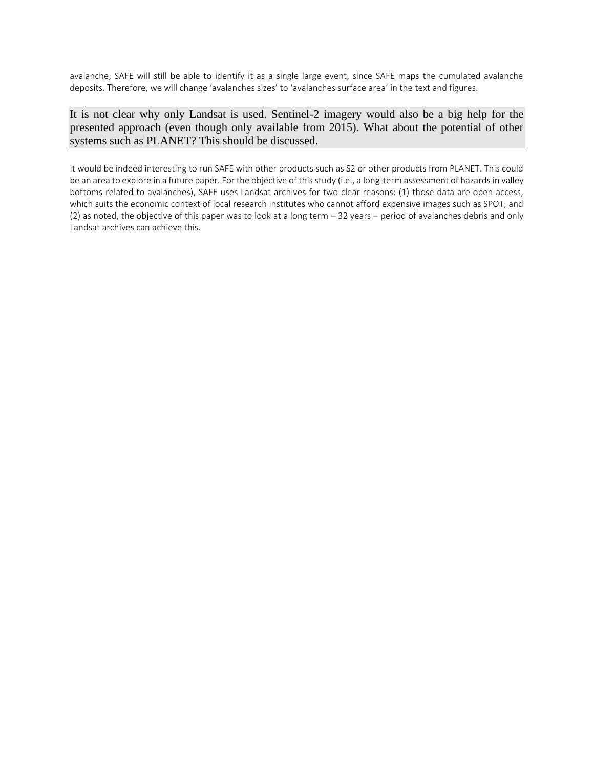avalanche, SAFE will still be able to identify it as a single large event, since SAFE maps the cumulated avalanche deposits. Therefore, we will change 'avalanches sizes' to 'avalanches surface area' in the text and figures.

It is not clear why only Landsat is used. Sentinel-2 imagery would also be a big help for the presented approach (even though only available from 2015). What about the potential of other systems such as PLANET? This should be discussed.

It would be indeed interesting to run SAFE with other products such as S2 or other products from PLANET. This could be an area to explore in a future paper. For the objective of this study (i.e., a long-term assessment of hazards in valley bottoms related to avalanches), SAFE uses Landsat archives for two clear reasons: (1) those data are open access, which suits the economic context of local research institutes who cannot afford expensive images such as SPOT; and (2) as noted, the objective of this paper was to look at a long term – 32 years – period of avalanches debris and only Landsat archives can achieve this.